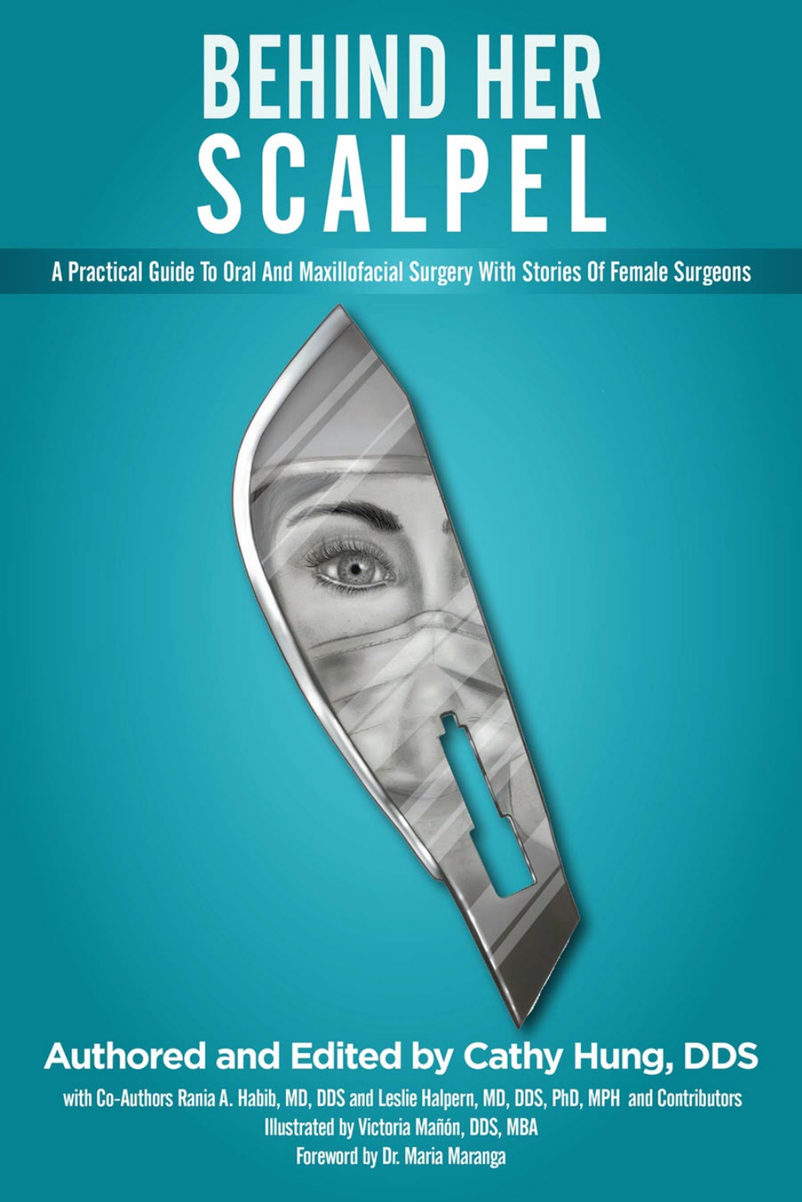# BEHIND HER SCALPEL

A Practical Guide To Oral And Maxillofacial Surgery With Stories Of Female Surgeons

**Authored and Edited by Cathy Hung, DDS**

with Co-Authors Rania A. Habib, MD, DDS and Leslie Halpern, MD, DDS, PhD, MPH and Contributors

Illustrated by Victoria Mañón, DDS, MBA

Foreword by Dr. Maria Maranga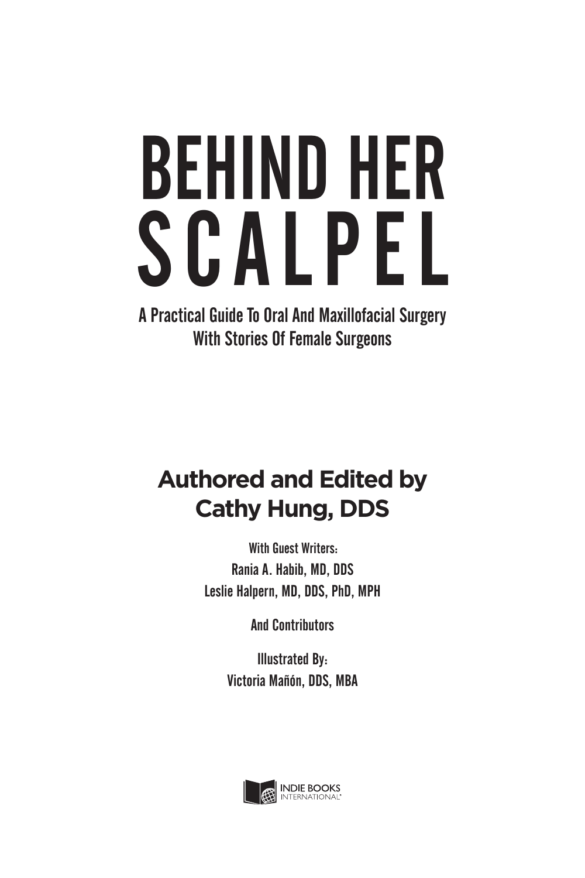# BEHIND HER SCALPEL

## A Practical Guide To Oral And Maxillofacial Surgery With Stories Of Female Surgeons

**Authored and Edited by**
**Cathy Hung, DDS**

With Guest Writers:
Rania A. Habib, MD, DDS
Leslie Halpern, MD, DDS, PhD, MPH

And Contributors

Illustrated By:
Victoria Mañón, DDS, MBA

INDIE BOOKS INTERNATIONAL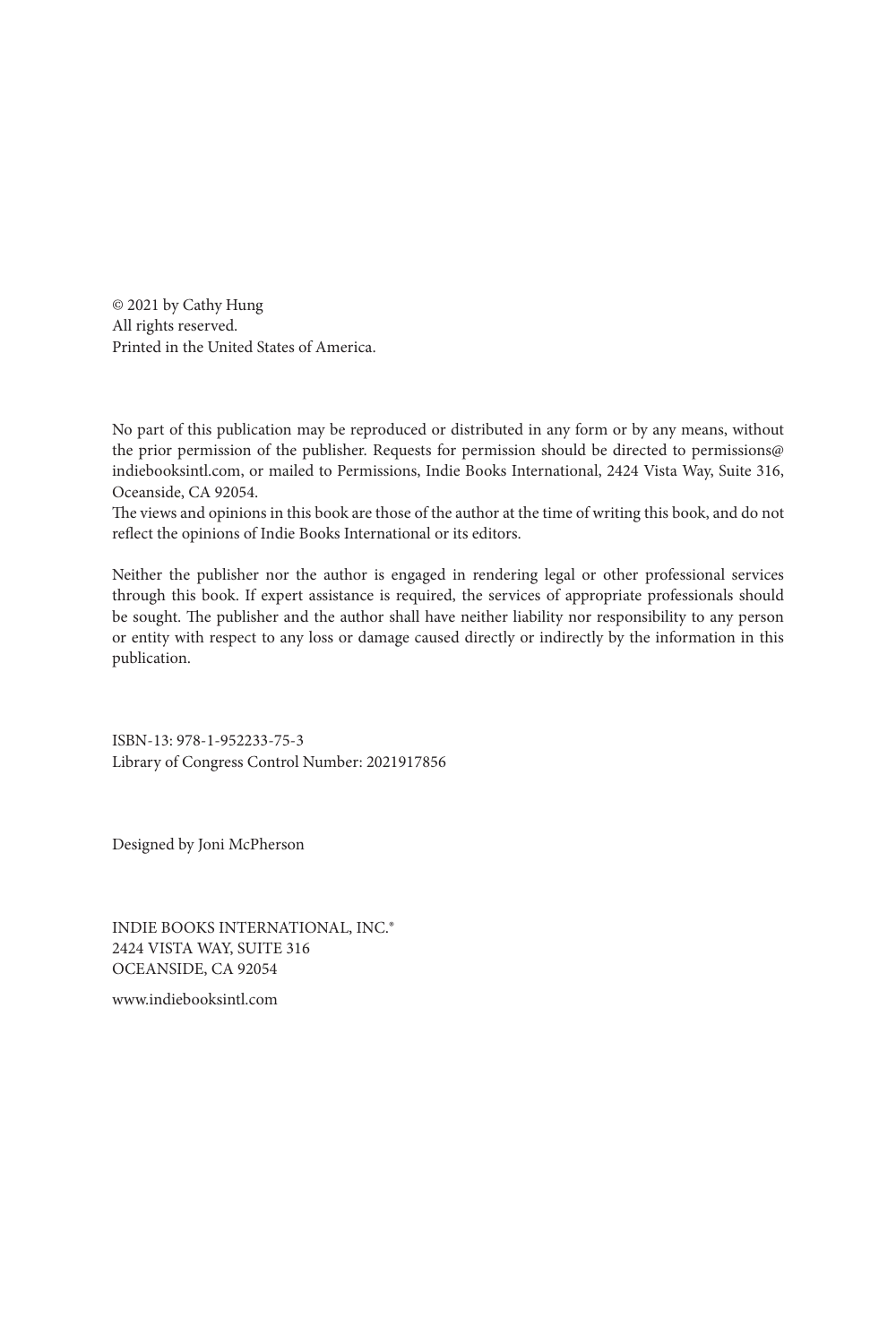© 2021 by Cathy Hung
All rights reserved.
Printed in the United States of America.

No part of this publication may be reproduced or distributed in any form or by any means, without the prior permission of the publisher. Requests for permission should be directed to permissions@indiebooksintl.com, or mailed to Permissions, Indie Books International, 2424 Vista Way, Suite 316, Oceanside, CA 92054.

The views and opinions in this book are those of the author at the time of writing this book, and do not reflect the opinions of Indie Books International or its editors.

Neither the publisher nor the author is engaged in rendering legal or other professional services through this book. If expert assistance is required, the services of appropriate professionals should be sought. The publisher and the author shall have neither liability nor responsibility to any person or entity with respect to any loss or damage caused directly or indirectly by the information in this publication.

ISBN-13: 978-1-952233-75-3
Library of Congress Control Number: 2021917856

Designed by Joni McPherson

INDIE BOOKS INTERNATIONAL, INC.®
2424 VISTA WAY, SUITE 316
OCEANSIDE, CA 92054

www.indiebooksintl.com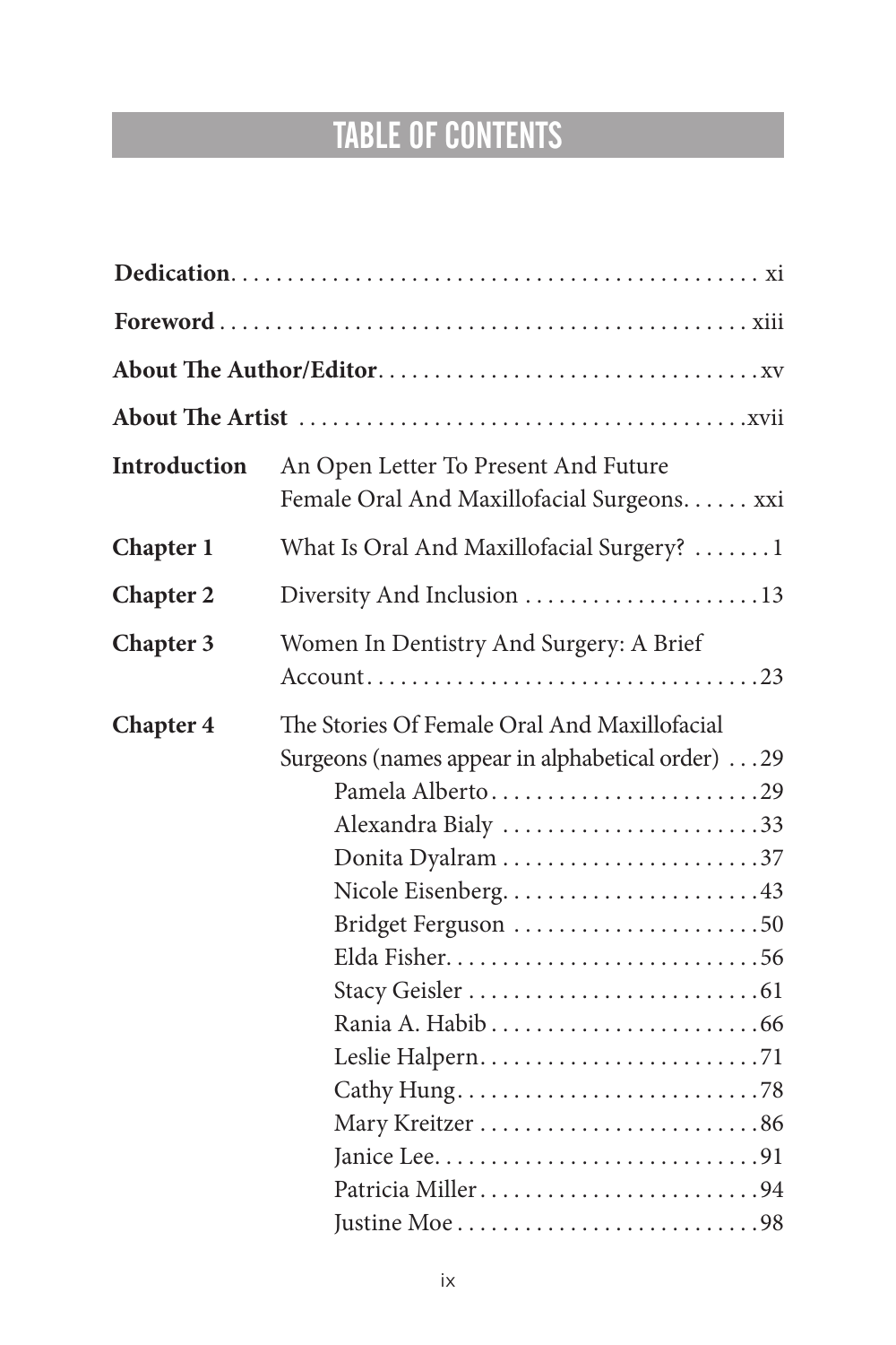# TABLE OF CONTENTS

**Dedication** . . . . . . . . . . . . . . . . . . . . . . . . . . . . . . . . . . . . . . . . . . . . . . . . xi

**Foreword** . . . . . . . . . . . . . . . . . . . . . . . . . . . . . . . . . . . . . . . . . . . . . . . xiii

**About The Author/Editor** . . . . . . . . . . . . . . . . . . . . . . . . . . . . . . . . . . xv

**About The Artist** . . . . . . . . . . . . . . . . . . . . . . . . . . . . . . . . . . . . . . xvii

**Introduction** An Open Letter To Present And Future Female Oral And Maxillofacial Surgeons. . . . . . xxi

**Chapter 1** What Is Oral And Maxillofacial Surgery? . . . . . . . 1

**Chapter 2** Diversity And Inclusion . . . . . . . . . . . . . . . . . . . . . 13

**Chapter 3** Women In Dentistry And Surgery: A Brief Account . . . . . . . . . . . . . . . . . . . . . . . . . . . . . . . . . . 23

**Chapter 4** The Stories Of Female Oral And Maxillofacial Surgeons (names appear in alphabetical order) . . . 29

- Pamela Alberto . . . . . . . . . . . . . . . . . . . . . . . . 29
- Alexandra Bialy . . . . . . . . . . . . . . . . . . . . . . . 33
- Donita Dyalram . . . . . . . . . . . . . . . . . . . . . . . 37
- Nicole Eisenberg . . . . . . . . . . . . . . . . . . . . . . . 43
- Bridget Ferguson . . . . . . . . . . . . . . . . . . . . . . 50
- Elda Fisher . . . . . . . . . . . . . . . . . . . . . . . . . . . 56
- Stacy Geisler . . . . . . . . . . . . . . . . . . . . . . . . . . 61
- Rania A. Habib . . . . . . . . . . . . . . . . . . . . . . . . 66
- Leslie Halpern . . . . . . . . . . . . . . . . . . . . . . . . . 71
- Cathy Hung . . . . . . . . . . . . . . . . . . . . . . . . . . . 78
- Mary Kreitzer . . . . . . . . . . . . . . . . . . . . . . . . . 86
- Janice Lee . . . . . . . . . . . . . . . . . . . . . . . . . . . . 91
- Patricia Miller . . . . . . . . . . . . . . . . . . . . . . . . . 94
- Justine Moe . . . . . . . . . . . . . . . . . . . . . . . . . . . 98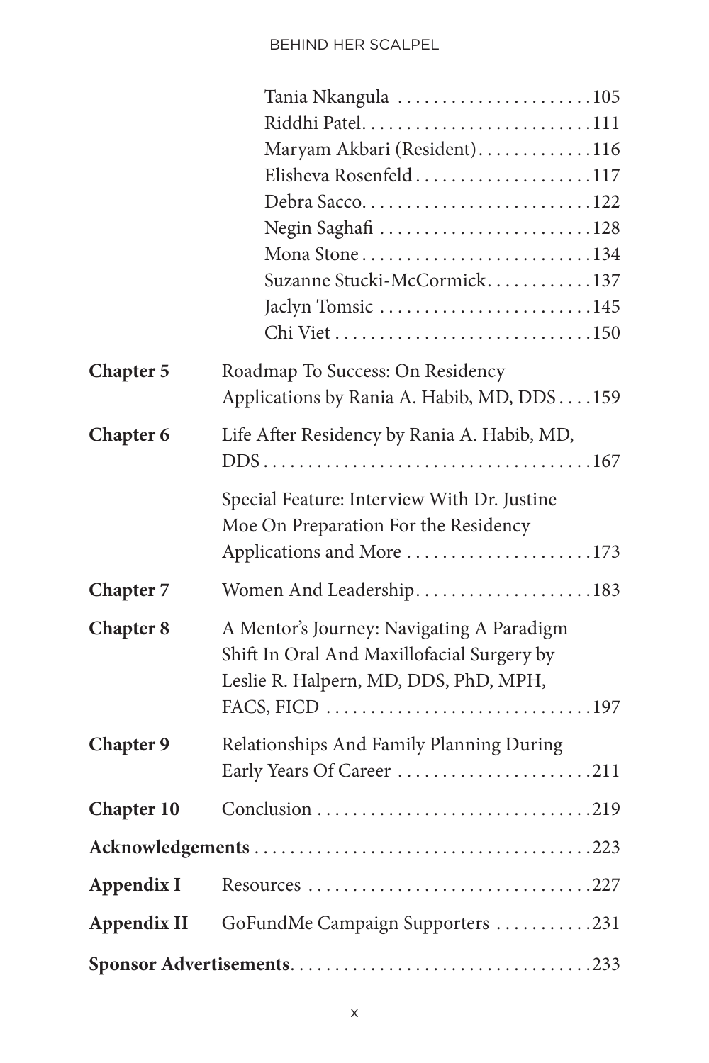- Tania Nkangula ....................... 105
- Riddhi Patel .......................... 111
- Maryam Akbari (Resident) ............ 116
- Elisheva Rosenfeld ..................... 117
- Debra Sacco ........................... 122
- Negin Saghafi ......................... 128
- Mona Stone ........................... 134
- Suzanne Stucki-McCormick ............ 137
- Jaclyn Tomsic ......................... 145
- Chi Viet .............................. 150

**Chapter 5** Roadmap To Success: On Residency Applications by Rania A. Habib, MD, DDS .... 159

**Chapter 6** Life After Residency by Rania A. Habib, MD, DDS ..................................... 167

Special Feature: Interview With Dr. Justine Moe On Preparation For the Residency Applications and More ..................... 173

**Chapter 7** Women And Leadership .................... 183

**Chapter 8** A Mentor's Journey: Navigating A Paradigm Shift In Oral And Maxillofacial Surgery by Leslie R. Halpern, MD, DDS, PhD, MPH, FACS, FICD .............................. 197

**Chapter 9** Relationships And Family Planning During Early Years Of Career ...................... 211

**Chapter 10** Conclusion ............................... 219

**Acknowledgements** ....................................... 223

**Appendix I** Resources ................................ 227

**Appendix II** GoFundMe Campaign Supporters ........... 231

**Sponsor Advertisements** .................................. 233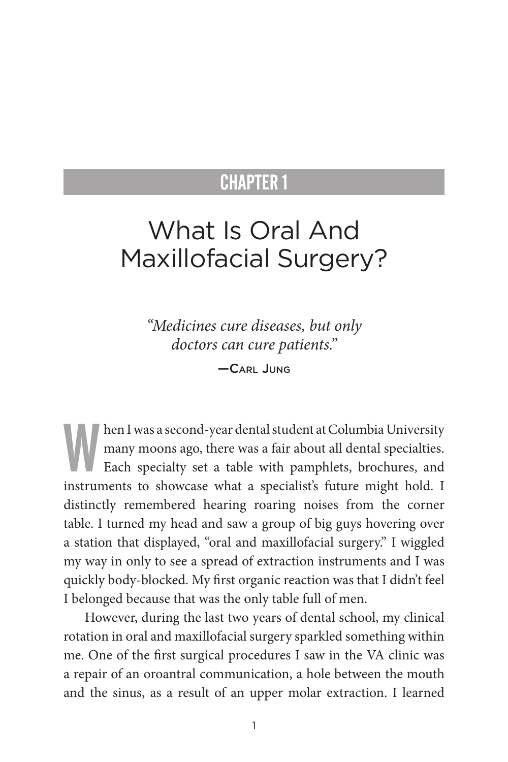## CHAPTER 1

# What Is Oral And Maxillofacial Surgery?

*"Medicines cure diseases, but only doctors can cure patients."*

—Carl Jung

When I was a second-year dental student at Columbia University many moons ago, there was a fair about all dental specialties. Each specialty set a table with pamphlets, brochures, and instruments to showcase what a specialist's future might hold. I distinctly remembered hearing roaring noises from the corner table. I turned my head and saw a group of big guys hovering over a station that displayed, "oral and maxillofacial surgery." I wiggled my way in only to see a spread of extraction instruments and I was quickly body-blocked. My first organic reaction was that I didn't feel I belonged because that was the only table full of men.

However, during the last two years of dental school, my clinical rotation in oral and maxillofacial surgery sparkled something within me. One of the first surgical procedures I saw in the VA clinic was a repair of an oroantral communication, a hole between the mouth and the sinus, as a result of an upper molar extraction. I learned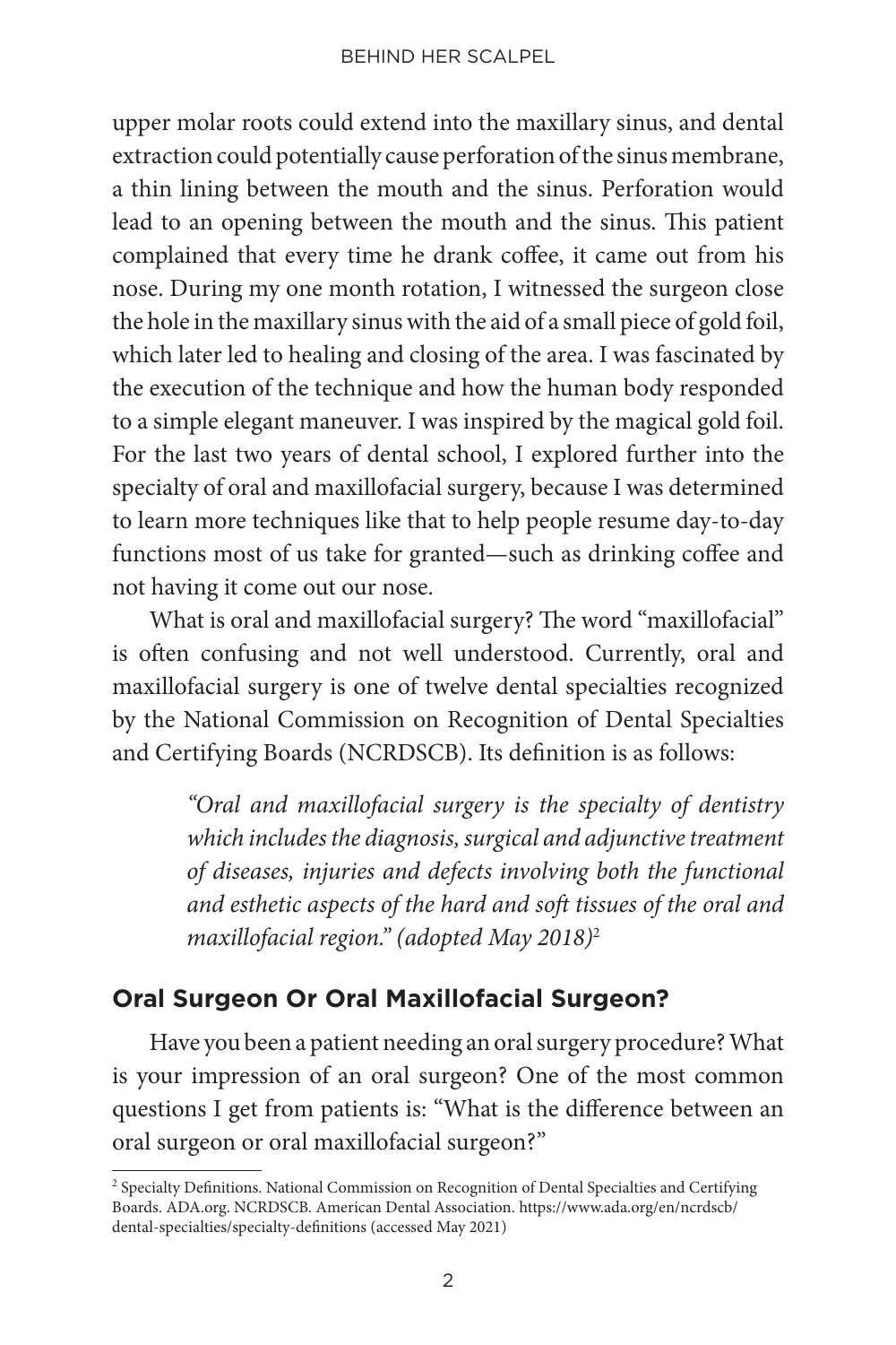upper molar roots could extend into the maxillary sinus, and dental extraction could potentially cause perforation of the sinus membrane, a thin lining between the mouth and the sinus. Perforation would lead to an opening between the mouth and the sinus. This patient complained that every time he drank coffee, it came out from his nose. During my one month rotation, I witnessed the surgeon close the hole in the maxillary sinus with the aid of a small piece of gold foil, which later led to healing and closing of the area. I was fascinated by the execution of the technique and how the human body responded to a simple elegant maneuver. I was inspired by the magical gold foil. For the last two years of dental school, I explored further into the specialty of oral and maxillofacial surgery, because I was determined to learn more techniques like that to help people resume day-to-day functions most of us take for granted—such as drinking coffee and not having it come out our nose.

What is oral and maxillofacial surgery? The word "maxillofacial" is often confusing and not well understood. Currently, oral and maxillofacial surgery is one of twelve dental specialties recognized by the National Commission on Recognition of Dental Specialties and Certifying Boards (NCRDSCB). Its definition is as follows:

> *"Oral and maxillofacial surgery is the specialty of dentistry which includes the diagnosis, surgical and adjunctive treatment of diseases, injuries and defects involving both the functional and esthetic aspects of the hard and soft tissues of the oral and maxillofacial region." (adopted May 2018)*[2]

## Oral Surgeon Or Oral Maxillofacial Surgeon?

Have you been a patient needing an oral surgery procedure? What is your impression of an oral surgeon? One of the most common questions I get from patients is: "What is the difference between an oral surgeon or oral maxillofacial surgeon?"

[2] Specialty Definitions. National Commission on Recognition of Dental Specialties and Certifying Boards. ADA.org. NCRDSCB. American Dental Association. https://www.ada.org/en/ncrdscb/dental-specialties/specialty-definitions (accessed May 2021)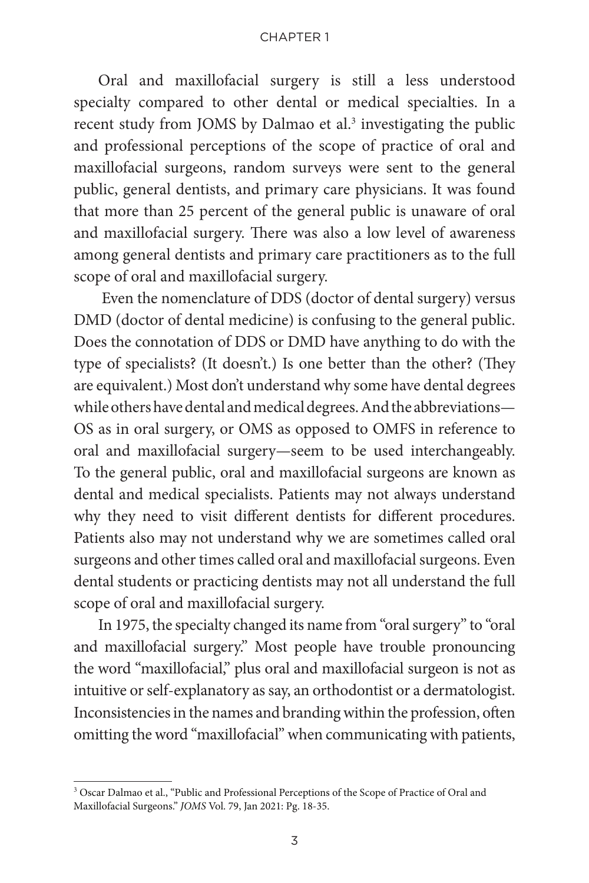Oral and maxillofacial surgery is still a less understood specialty compared to other dental or medical specialties. In a recent study from JOMS by Dalmao et al.[3] investigating the public and professional perceptions of the scope of practice of oral and maxillofacial surgeons, random surveys were sent to the general public, general dentists, and primary care physicians. It was found that more than 25 percent of the general public is unaware of oral and maxillofacial surgery. There was also a low level of awareness among general dentists and primary care practitioners as to the full scope of oral and maxillofacial surgery.

Even the nomenclature of DDS (doctor of dental surgery) versus DMD (doctor of dental medicine) is confusing to the general public. Does the connotation of DDS or DMD have anything to do with the type of specialists? (It doesn't.) Is one better than the other? (They are equivalent.) Most don't understand why some have dental degrees while others have dental and medical degrees. And the abbreviations—OS as in oral surgery, or OMS as opposed to OMFS in reference to oral and maxillofacial surgery—seem to be used interchangeably. To the general public, oral and maxillofacial surgeons are known as dental and medical specialists. Patients may not always understand why they need to visit different dentists for different procedures. Patients also may not understand why we are sometimes called oral surgeons and other times called oral and maxillofacial surgeons. Even dental students or practicing dentists may not all understand the full scope of oral and maxillofacial surgery.

In 1975, the specialty changed its name from "oral surgery" to "oral and maxillofacial surgery." Most people have trouble pronouncing the word "maxillofacial," plus oral and maxillofacial surgeon is not as intuitive or self-explanatory as say, an orthodontist or a dermatologist. Inconsistencies in the names and branding within the profession, often omitting the word "maxillofacial" when communicating with patients,

---

[3] Oscar Dalmao et al., "Public and Professional Perceptions of the Scope of Practice of Oral and Maxillofacial Surgeons." *JOMS* Vol. 79, Jan 2021: Pg. 18-35.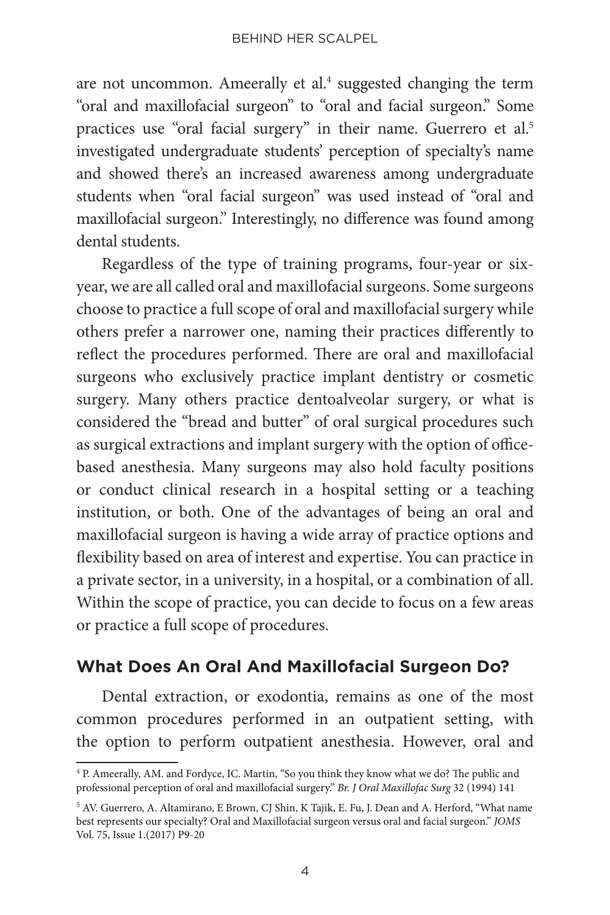are not uncommon. Ameerally et al.[4] suggested changing the term "oral and maxillofacial surgeon" to "oral and facial surgeon." Some practices use "oral facial surgery" in their name. Guerrero et al.[5] investigated undergraduate students' perception of specialty's name and showed there's an increased awareness among undergraduate students when "oral facial surgeon" was used instead of "oral and maxillofacial surgeon." Interestingly, no difference was found among dental students.

Regardless of the type of training programs, four-year or six-year, we are all called oral and maxillofacial surgeons. Some surgeons choose to practice a full scope of oral and maxillofacial surgery while others prefer a narrower one, naming their practices differently to reflect the procedures performed. There are oral and maxillofacial surgeons who exclusively practice implant dentistry or cosmetic surgery. Many others practice dentoalveolar surgery, or what is considered the "bread and butter" of oral surgical procedures such as surgical extractions and implant surgery with the option of office-based anesthesia. Many surgeons may also hold faculty positions or conduct clinical research in a hospital setting or a teaching institution, or both. One of the advantages of being an oral and maxillofacial surgeon is having a wide array of practice options and flexibility based on area of interest and expertise. You can practice in a private sector, in a university, in a hospital, or a combination of all. Within the scope of practice, you can decide to focus on a few areas or practice a full scope of procedures.

## What Does An Oral And Maxillofacial Surgeon Do?

Dental extraction, or exodontia, remains as one of the most common procedures performed in an outpatient setting, with the option to perform outpatient anesthesia. However, oral and

---

[4] P. Ameerally, AM. and Fordyce, IC. Martin, "So you think they know what we do? The public and professional perception of oral and maxillofacial surgery." *Br. J Oral Maxillofac Surg* 32 (1994) 141

[5] AV. Guerrero, A. Altamirano, E Brown, CJ Shin, K Tajik, E. Fu, J. Dean and A. Herford, "What name best represents our specialty? Oral and Maxillofacial surgeon versus oral and facial surgeon." *JOMS* Vol. 75, Issue 1.(2017) P9-20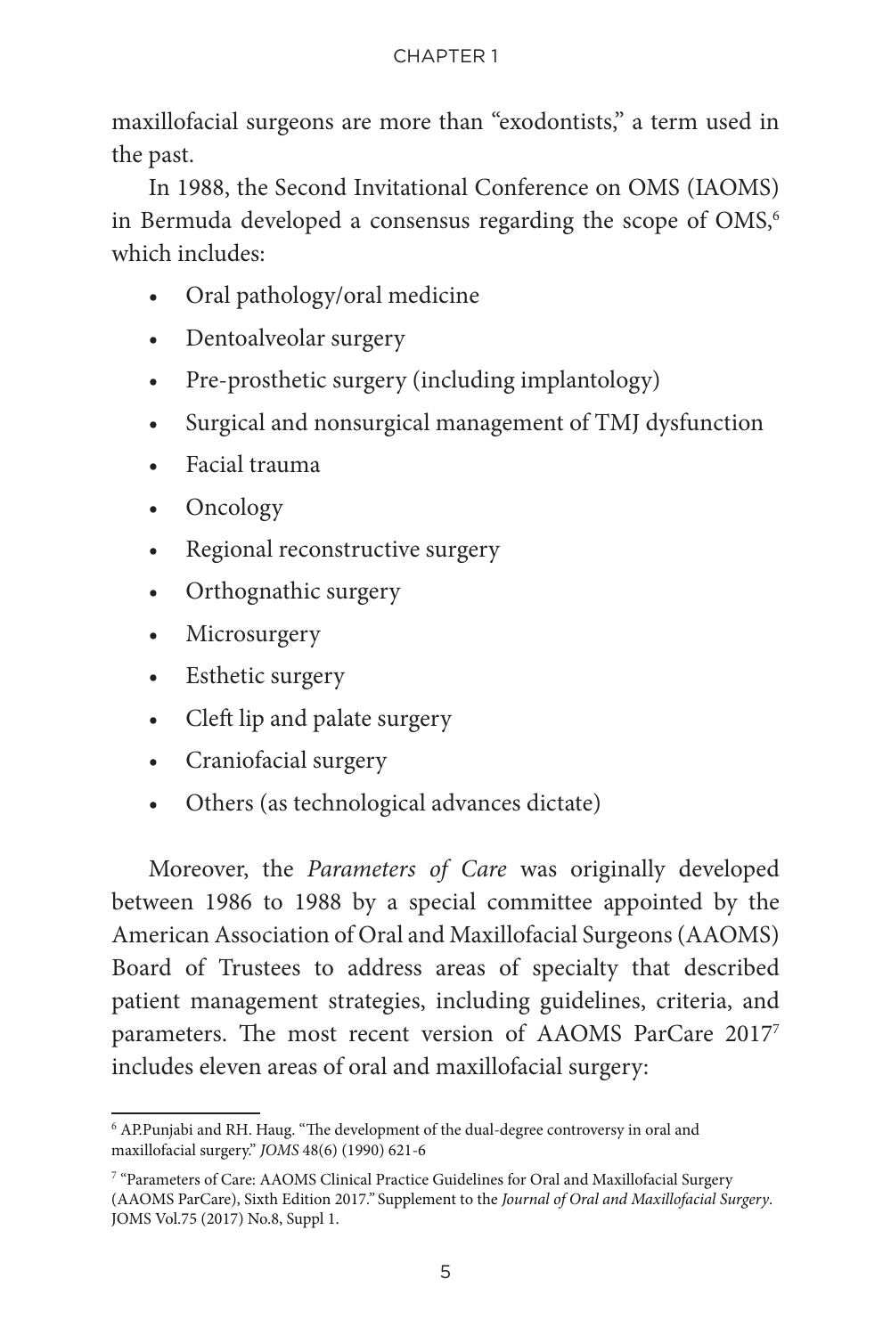maxillofacial surgeons are more than "exodontists," a term used in the past.

In 1988, the Second Invitational Conference on OMS (IAOMS) in Bermuda developed a consensus regarding the scope of OMS,[6] which includes:

- Oral pathology/oral medicine
- Dentoalveolar surgery
- Pre-prosthetic surgery (including implantology)
- Surgical and nonsurgical management of TMJ dysfunction
- Facial trauma
- Oncology
- Regional reconstructive surgery
- Orthognathic surgery
- Microsurgery
- Esthetic surgery
- Cleft lip and palate surgery
- Craniofacial surgery
- Others (as technological advances dictate)

Moreover, the *Parameters of Care* was originally developed between 1986 to 1988 by a special committee appointed by the American Association of Oral and Maxillofacial Surgeons (AAOMS) Board of Trustees to address areas of specialty that described patient management strategies, including guidelines, criteria, and parameters. The most recent version of AAOMS ParCare 2017[7] includes eleven areas of oral and maxillofacial surgery:

---

[6] AP.Punjabi and RH. Haug. "The development of the dual-degree controversy in oral and maxillofacial surgery." *JOMS* 48(6) (1990) 621-6

[7] "Parameters of Care: AAOMS Clinical Practice Guidelines for Oral and Maxillofacial Surgery (AAOMS ParCare), Sixth Edition 2017." Supplement to the *Journal of Oral and Maxillofacial Surgery*. JOMS Vol.75 (2017) No.8, Suppl 1.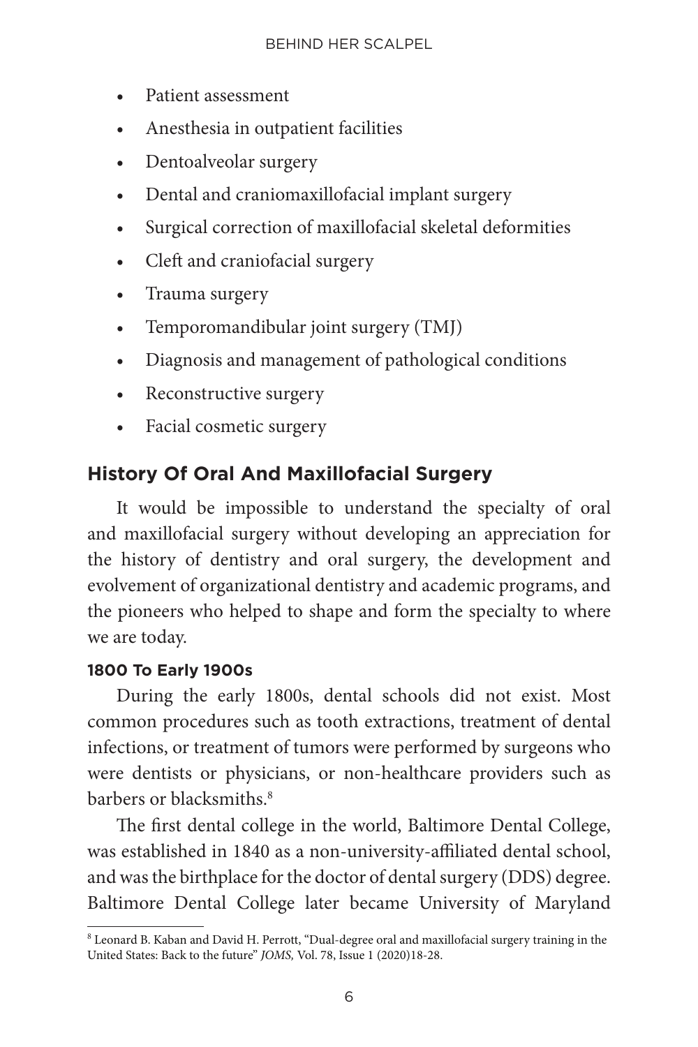- Patient assessment
- Anesthesia in outpatient facilities
- Dentoalveolar surgery
- Dental and craniomaxillofacial implant surgery
- Surgical correction of maxillofacial skeletal deformities
- Cleft and craniofacial surgery
- Trauma surgery
- Temporomandibular joint surgery (TMJ)
- Diagnosis and management of pathological conditions
- Reconstructive surgery
- Facial cosmetic surgery

## History Of Oral And Maxillofacial Surgery

It would be impossible to understand the specialty of oral and maxillofacial surgery without developing an appreciation for the history of dentistry and oral surgery, the development and evolvement of organizational dentistry and academic programs, and the pioneers who helped to shape and form the specialty to where we are today.

### 1800 To Early 1900s

During the early 1800s, dental schools did not exist. Most common procedures such as tooth extractions, treatment of dental infections, or treatment of tumors were performed by surgeons who were dentists or physicians, or non-healthcare providers such as barbers or blacksmiths.[8]

The first dental college in the world, Baltimore Dental College, was established in 1840 as a non-university-affiliated dental school, and was the birthplace for the doctor of dental surgery (DDS) degree. Baltimore Dental College later became University of Maryland

---

[8] Leonard B. Kaban and David H. Perrott, "Dual-degree oral and maxillofacial surgery training in the United States: Back to the future" *JOMS,* Vol. 78, Issue 1 (2020)18-28.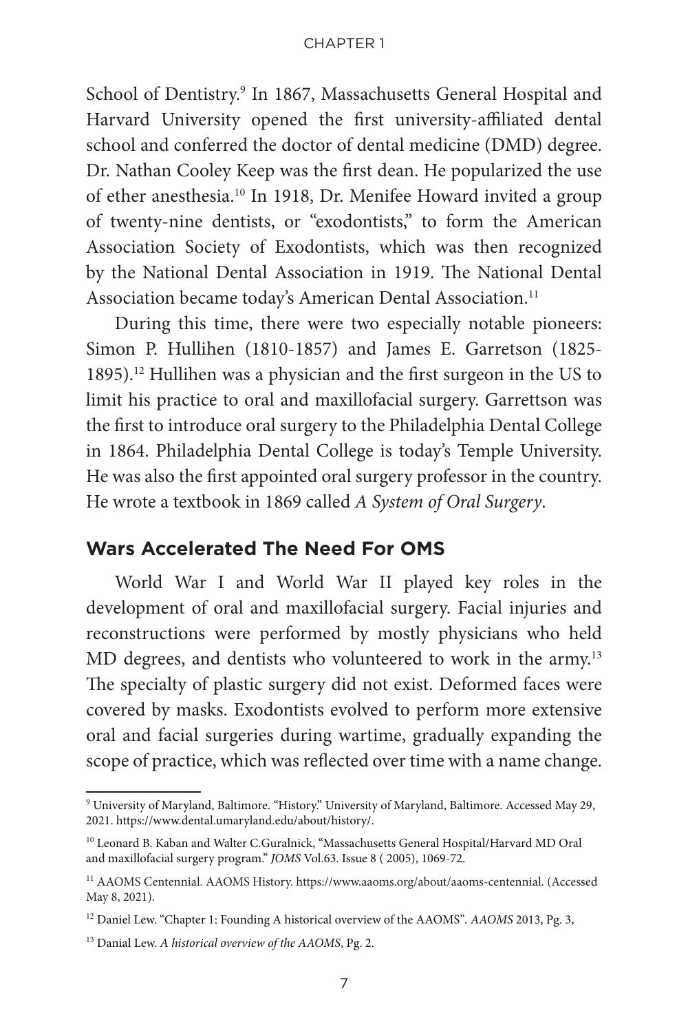School of Dentistry.[9] In 1867, Massachusetts General Hospital and Harvard University opened the first university-affiliated dental school and conferred the doctor of dental medicine (DMD) degree. Dr. Nathan Cooley Keep was the first dean. He popularized the use of ether anesthesia.[10] In 1918, Dr. Menifee Howard invited a group of twenty-nine dentists, or "exodontists," to form the American Association Society of Exodontists, which was then recognized by the National Dental Association in 1919. The National Dental Association became today's American Dental Association.[11]

During this time, there were two especially notable pioneers: Simon P. Hullihen (1810-1857) and James E. Garretson (1825-1895).[12] Hullihen was a physician and the first surgeon in the US to limit his practice to oral and maxillofacial surgery. Garrettson was the first to introduce oral surgery to the Philadelphia Dental College in 1864. Philadelphia Dental College is today's Temple University. He was also the first appointed oral surgery professor in the country. He wrote a textbook in 1869 called *A System of Oral Surgery*.

## Wars Accelerated The Need For OMS

World War I and World War II played key roles in the development of oral and maxillofacial surgery. Facial injuries and reconstructions were performed by mostly physicians who held MD degrees, and dentists who volunteered to work in the army.[13] The specialty of plastic surgery did not exist. Deformed faces were covered by masks. Exodontists evolved to perform more extensive oral and facial surgeries during wartime, gradually expanding the scope of practice, which was reflected over time with a name change.

---

[9] University of Maryland, Baltimore. "History." University of Maryland, Baltimore. Accessed May 29, 2021. https://www.dental.umaryland.edu/about/history/.

[10] Leonard B. Kaban and Walter C.Guralnick, "Massachusetts General Hospital/Harvard MD Oral and maxillofacial surgery program." *JOMS* Vol.63. Issue 8 ( 2005), 1069-72.

[11] AAOMS Centennial. AAOMS History. https://www.aaoms.org/about/aaoms-centennial. (Accessed May 8, 2021).

[12] Daniel Lew. "Chapter 1: Founding A historical overview of the AAOMS". *AAOMS* 2013, Pg. 3,

[13] Danial Lew. *A historical overview of the AAOMS*, Pg. 2.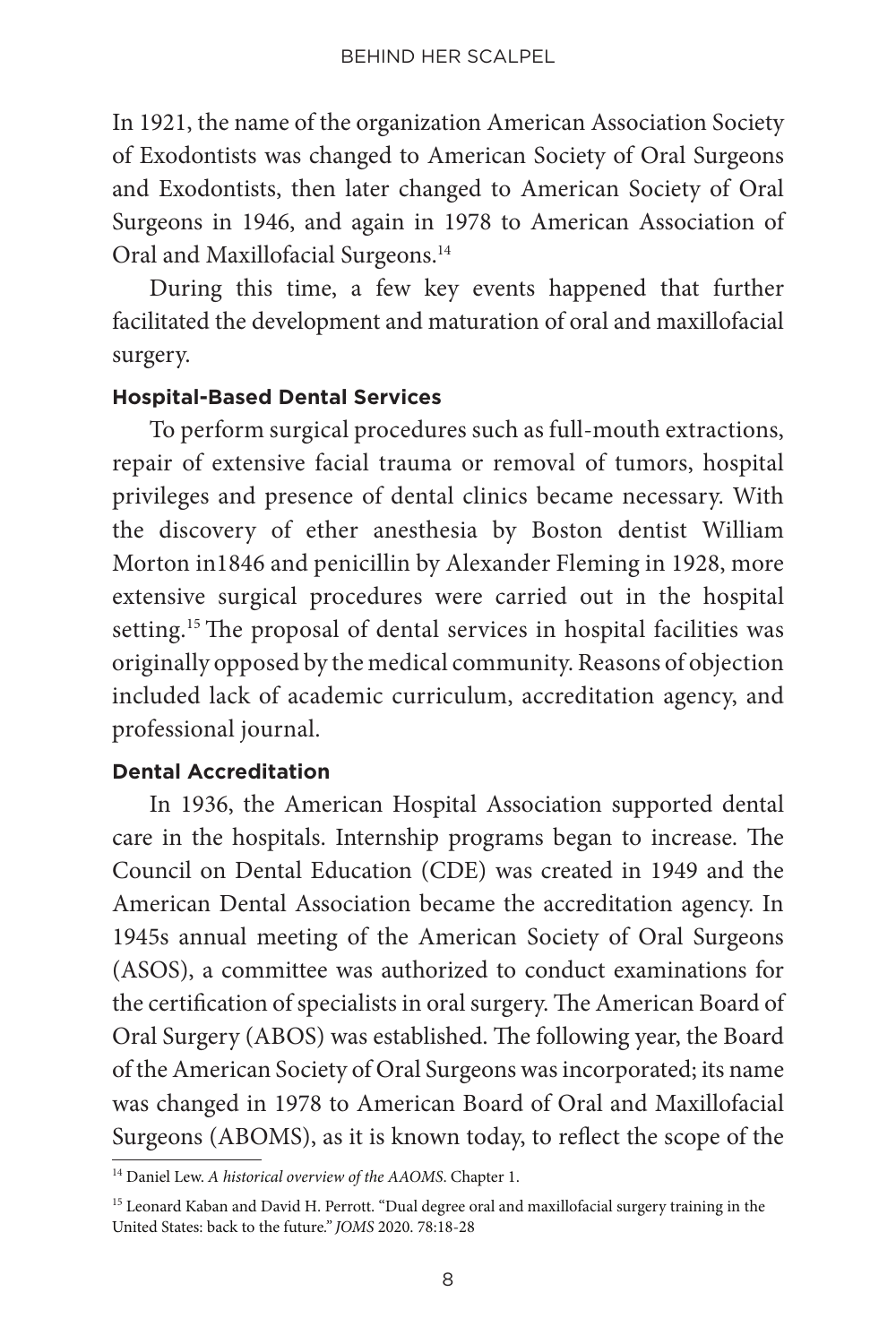In 1921, the name of the organization American Association Society of Exodontists was changed to American Society of Oral Surgeons and Exodontists, then later changed to American Society of Oral Surgeons in 1946, and again in 1978 to American Association of Oral and Maxillofacial Surgeons.[14]

During this time, a few key events happened that further facilitated the development and maturation of oral and maxillofacial surgery.

**Hospital-Based Dental Services**

To perform surgical procedures such as full-mouth extractions, repair of extensive facial trauma or removal of tumors, hospital privileges and presence of dental clinics became necessary. With the discovery of ether anesthesia by Boston dentist William Morton in1846 and penicillin by Alexander Fleming in 1928, more extensive surgical procedures were carried out in the hospital setting.[15] The proposal of dental services in hospital facilities was originally opposed by the medical community. Reasons of objection included lack of academic curriculum, accreditation agency, and professional journal.

**Dental Accreditation**

In 1936, the American Hospital Association supported dental care in the hospitals. Internship programs began to increase. The Council on Dental Education (CDE) was created in 1949 and the American Dental Association became the accreditation agency. In 1945s annual meeting of the American Society of Oral Surgeons (ASOS), a committee was authorized to conduct examinations for the certification of specialists in oral surgery. The American Board of Oral Surgery (ABOS) was established. The following year, the Board of the American Society of Oral Surgeons was incorporated; its name was changed in 1978 to American Board of Oral and Maxillofacial Surgeons (ABOMS), as it is known today, to reflect the scope of the

---

[14] Daniel Lew. *A historical overview of the AAOMS*. Chapter 1.

[15] Leonard Kaban and David H. Perrott. "Dual degree oral and maxillofacial surgery training in the United States: back to the future." *JOMS* 2020. 78:18-28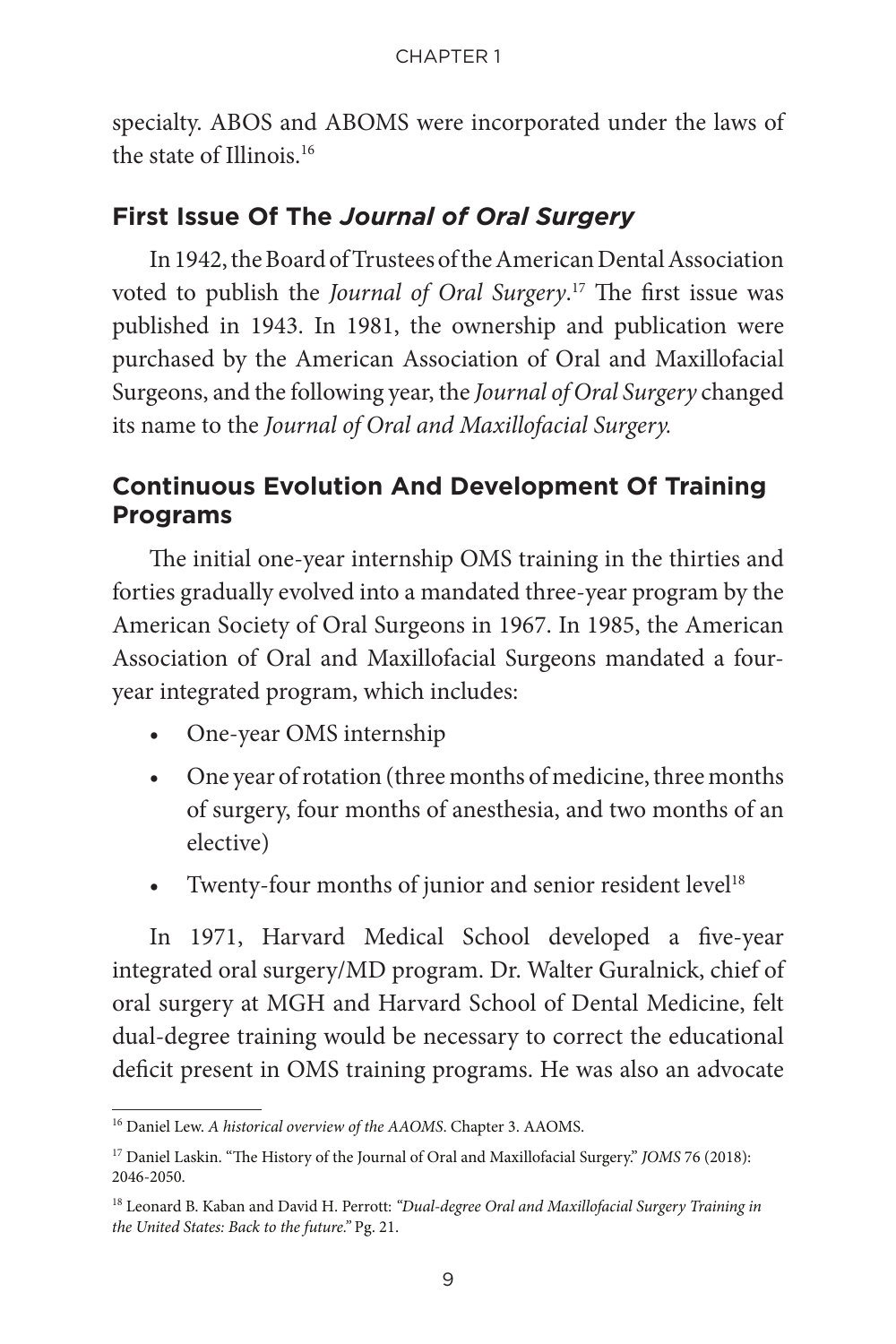specialty. ABOS and ABOMS were incorporated under the laws of the state of Illinois.[16]

## First Issue Of The *Journal of Oral Surgery*

In 1942, the Board of Trustees of the American Dental Association voted to publish the *Journal of Oral Surgery*.[17] The first issue was published in 1943. In 1981, the ownership and publication were purchased by the American Association of Oral and Maxillofacial Surgeons, and the following year, the *Journal of Oral Surgery* changed its name to the *Journal of Oral and Maxillofacial Surgery.*

## Continuous Evolution And Development Of Training Programs

The initial one-year internship OMS training in the thirties and forties gradually evolved into a mandated three-year program by the American Society of Oral Surgeons in 1967. In 1985, the American Association of Oral and Maxillofacial Surgeons mandated a four-year integrated program, which includes:

- One-year OMS internship
- One year of rotation (three months of medicine, three months of surgery, four months of anesthesia, and two months of an elective)
- Twenty-four months of junior and senior resident level[18]

In 1971, Harvard Medical School developed a five-year integrated oral surgery/MD program. Dr. Walter Guralnick, chief of oral surgery at MGH and Harvard School of Dental Medicine, felt dual-degree training would be necessary to correct the educational deficit present in OMS training programs. He was also an advocate

---

[16] Daniel Lew. *A historical overview of the AAOMS*. Chapter 3. AAOMS.

[17] Daniel Laskin. "The History of the Journal of Oral and Maxillofacial Surgery." *JOMS* 76 (2018): 2046-2050.

[18] Leonard B. Kaban and David H. Perrott: *"Dual-degree Oral and Maxillofacial Surgery Training in the United States: Back to the future."* Pg. 21.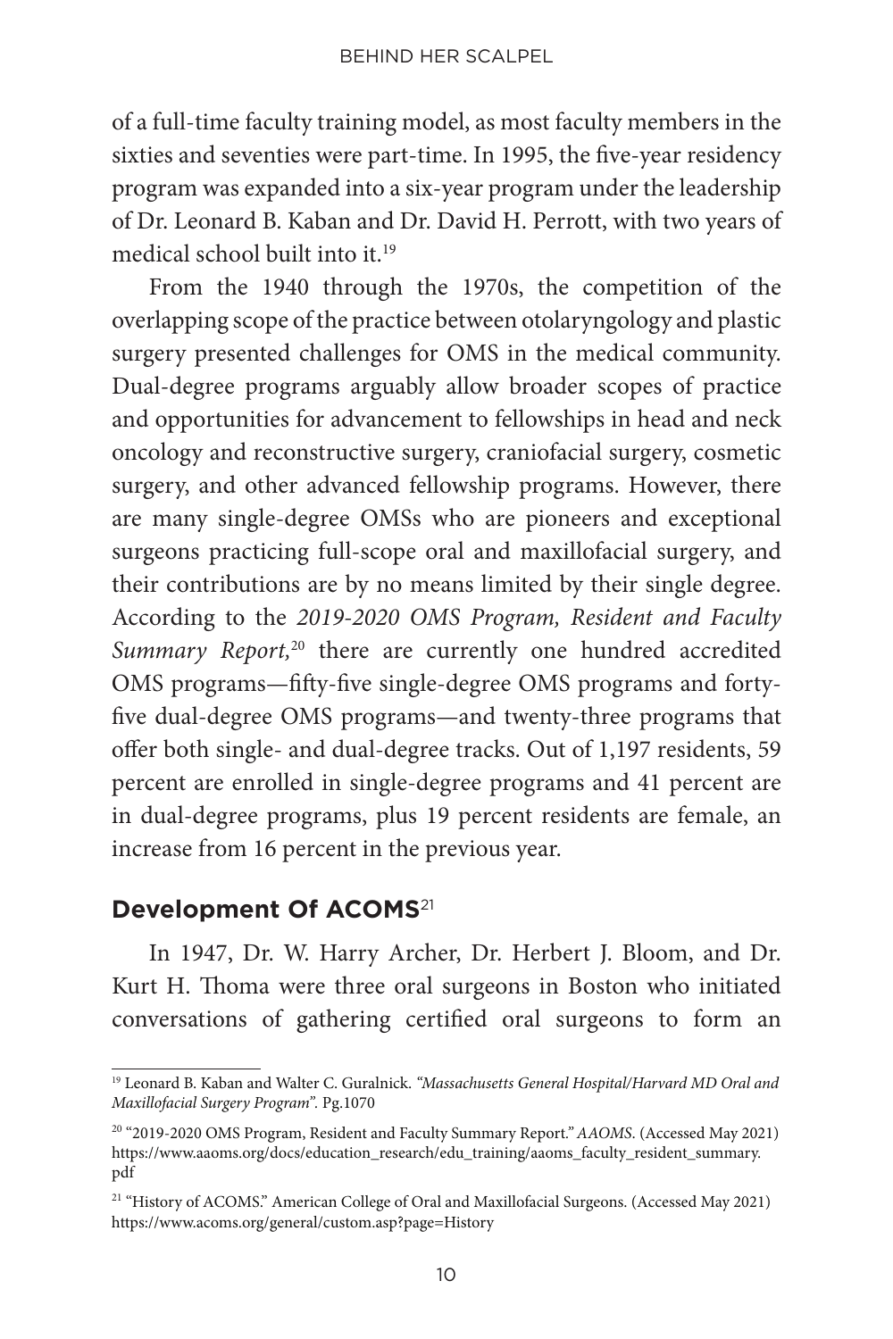of a full-time faculty training model, as most faculty members in the sixties and seventies were part-time. In 1995, the five-year residency program was expanded into a six-year program under the leadership of Dr. Leonard B. Kaban and Dr. David H. Perrott, with two years of medical school built into it.[19]

From the 1940 through the 1970s, the competition of the overlapping scope of the practice between otolaryngology and plastic surgery presented challenges for OMS in the medical community. Dual-degree programs arguably allow broader scopes of practice and opportunities for advancement to fellowships in head and neck oncology and reconstructive surgery, craniofacial surgery, cosmetic surgery, and other advanced fellowship programs. However, there are many single-degree OMSs who are pioneers and exceptional surgeons practicing full-scope oral and maxillofacial surgery, and their contributions are by no means limited by their single degree. According to the *2019-2020 OMS Program, Resident and Faculty Summary Report,*[20] there are currently one hundred accredited OMS programs—fifty-five single-degree OMS programs and forty-five dual-degree OMS programs—and twenty-three programs that offer both single- and dual-degree tracks. Out of 1,197 residents, 59 percent are enrolled in single-degree programs and 41 percent are in dual-degree programs, plus 19 percent residents are female, an increase from 16 percent in the previous year.

## Development Of ACOMS[21]

In 1947, Dr. W. Harry Archer, Dr. Herbert J. Bloom, and Dr. Kurt H. Thoma were three oral surgeons in Boston who initiated conversations of gathering certified oral surgeons to form an

---

[19] Leonard B. Kaban and Walter C. Guralnick. *"Massachusetts General Hospital/Harvard MD Oral and Maxillofacial Surgery Program"*. Pg.1070

[20] "2019-2020 OMS Program, Resident and Faculty Summary Report." *AAOMS*. (Accessed May 2021) https://www.aaoms.org/docs/education_research/edu_training/aaoms_faculty_resident_summary.pdf

[21] "History of ACOMS." American College of Oral and Maxillofacial Surgeons. (Accessed May 2021) https://www.acoms.org/general/custom.asp?page=History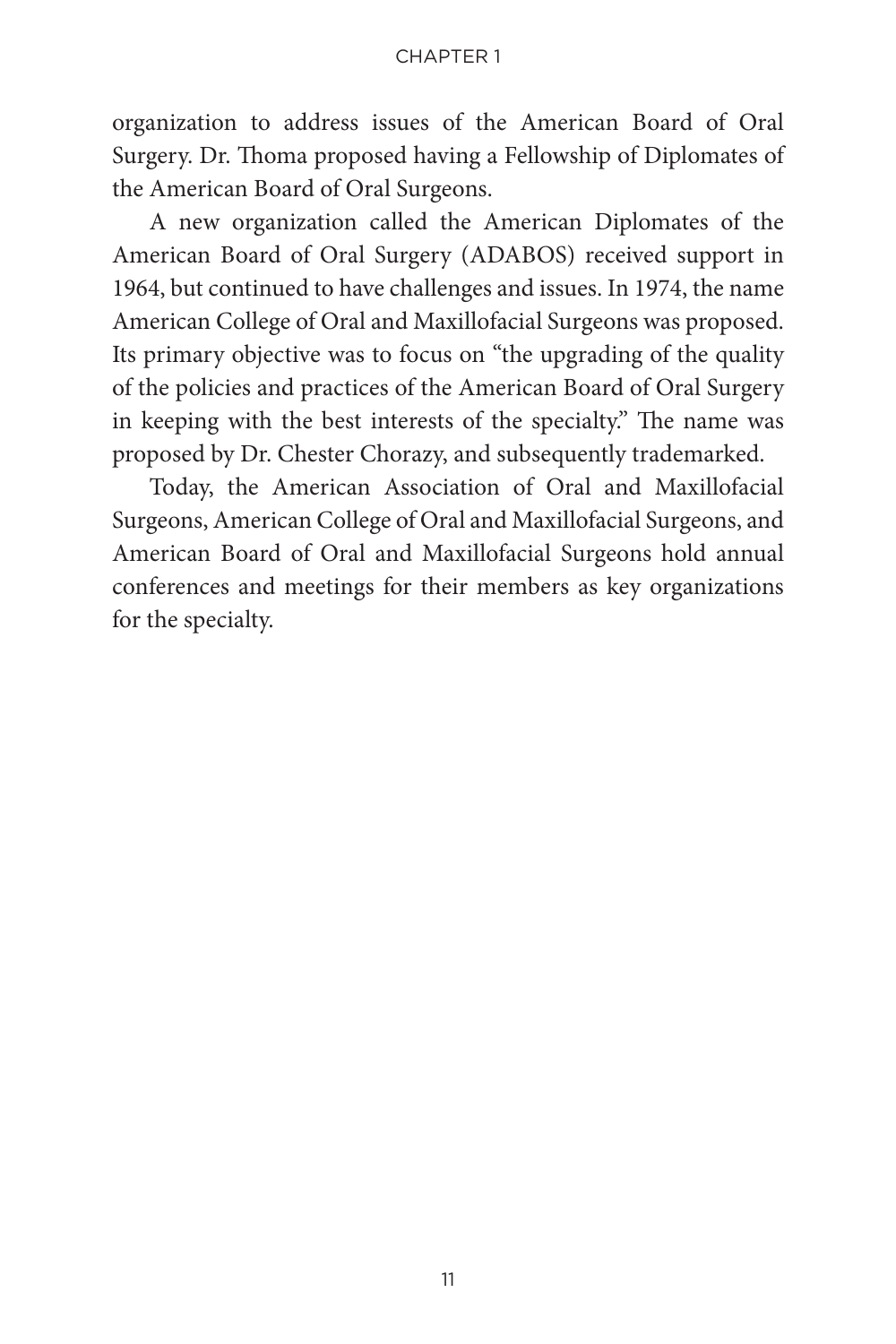organization to address issues of the American Board of Oral Surgery. Dr. Thoma proposed having a Fellowship of Diplomates of the American Board of Oral Surgeons.

A new organization called the American Diplomates of the American Board of Oral Surgery (ADABOS) received support in 1964, but continued to have challenges and issues. In 1974, the name American College of Oral and Maxillofacial Surgeons was proposed. Its primary objective was to focus on "the upgrading of the quality of the policies and practices of the American Board of Oral Surgery in keeping with the best interests of the specialty." The name was proposed by Dr. Chester Chorazy, and subsequently trademarked.

Today, the American Association of Oral and Maxillofacial Surgeons, American College of Oral and Maxillofacial Surgeons, and American Board of Oral and Maxillofacial Surgeons hold annual conferences and meetings for their members as key organizations for the specialty.